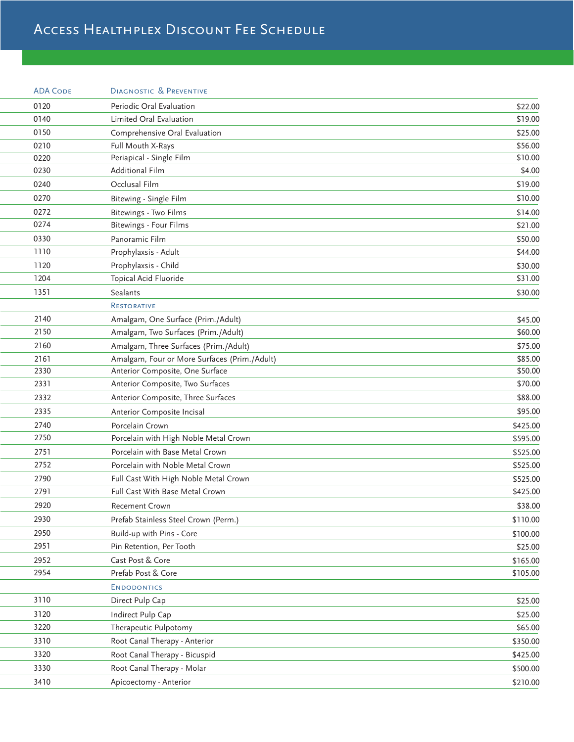# Access Healthplex Discount Fee Schedule

| ADA Code | Diagnostic & Preventive | |
|---|---|---|
| 0120 | Periodic Oral Evaluation | $22.00 |
| 0140 | Limited Oral Evaluation | $19.00 |
| 0150 | Comprehensive Oral Evaluation | $25.00 |
| 0210 | Full Mouth X-Rays | $56.00 |
| 0220 | Periapical - Single Film | $10.00 |
| 0230 | Additional Film | $4.00 |
| 0240 | Occlusal Film | $19.00 |
| 0270 | Bitewing - Single Film | $10.00 |
| 0272 | Bitewings - Two Films | $14.00 |
| 0274 | Bitewings - Four Films | $21.00 |
| 0330 | Panoramic Film | $50.00 |
| 1110 | Prophylaxis - Adult | $44.00 |
| 1120 | Prophylaxis - Child | $30.00 |
| 1204 | Topical Acid Fluoride | $31.00 |
| 1351 | Sealants | $30.00 |
| | **Restorative** | |
| 2140 | Amalgam, One Surface (Prim./Adult) | $45.00 |
| 2150 | Amalgam, Two Surfaces (Prim./Adult) | $60.00 |
| 2160 | Amalgam, Three Surfaces (Prim./Adult) | $75.00 |
| 2161 | Amalgam, Four or More Surfaces (Prim./Adult) | $85.00 |
| 2330 | Anterior Composite, One Surface | $50.00 |
| 2331 | Anterior Composite, Two Surfaces | $70.00 |
| 2332 | Anterior Composite, Three Surfaces | $88.00 |
| 2335 | Anterior Composite Incisal | $95.00 |
| 2740 | Porcelain Crown | $425.00 |
| 2750 | Porcelain with High Noble Metal Crown | $595.00 |
| 2751 | Porcelain with Base Metal Crown | $525.00 |
| 2752 | Porcelain with Noble Metal Crown | $525.00 |
| 2790 | Full Cast With High Noble Metal Crown | $525.00 |
| 2791 | Full Cast With Base Metal Crown | $425.00 |
| 2920 | Recement Crown | $38.00 |
| 2930 | Prefab Stainless Steel Crown (Perm.) | $110.00 |
| 2950 | Build-up with Pins - Core | $100.00 |
| 2951 | Pin Retention, Per Tooth | $25.00 |
| 2952 | Cast Post & Core | $165.00 |
| 2954 | Prefab Post & Core | $105.00 |
| | **Endodontics** | |
| 3110 | Direct Pulp Cap | $25.00 |
| 3120 | Indirect Pulp Cap | $25.00 |
| 3220 | Therapeutic Pulpotomy | $65.00 |
| 3310 | Root Canal Therapy - Anterior | $350.00 |
| 3320 | Root Canal Therapy - Bicuspid | $425.00 |
| 3330 | Root Canal Therapy - Molar | $500.00 |
| 3410 | Apicoectomy - Anterior | $210.00 |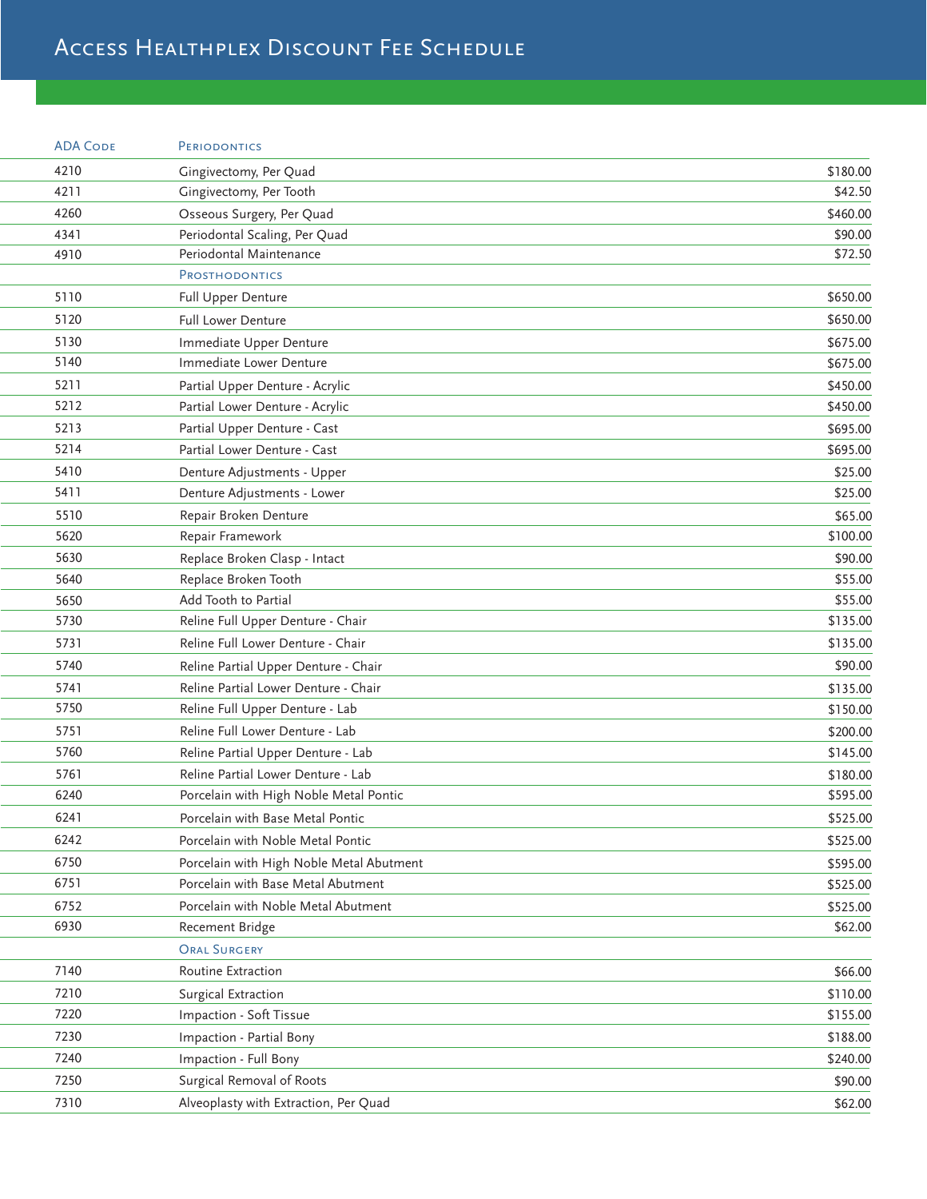# Access Healthplex Discount Fee Schedule

| ADA Code | Periodontics | |
|---|---|---|
| 4210 | Gingivectomy, Per Quad | $180.00 |
| 4211 | Gingivectomy, Per Tooth | $42.50 |
| 4260 | Osseous Surgery, Per Quad | $460.00 |
| 4341 | Periodontal Scaling, Per Quad | $90.00 |
| 4910 | Periodontal Maintenance | $72.50 |
| | **Prosthodontics** | |
| 5110 | Full Upper Denture | $650.00 |
| 5120 | Full Lower Denture | $650.00 |
| 5130 | Immediate Upper Denture | $675.00 |
| 5140 | Immediate Lower Denture | $675.00 |
| 5211 | Partial Upper Denture - Acrylic | $450.00 |
| 5212 | Partial Lower Denture - Acrylic | $450.00 |
| 5213 | Partial Upper Denture - Cast | $695.00 |
| 5214 | Partial Lower Denture - Cast | $695.00 |
| 5410 | Denture Adjustments - Upper | $25.00 |
| 5411 | Denture Adjustments - Lower | $25.00 |
| 5510 | Repair Broken Denture | $65.00 |
| 5620 | Repair Framework | $100.00 |
| 5630 | Replace Broken Clasp - Intact | $90.00 |
| 5640 | Replace Broken Tooth | $55.00 |
| 5650 | Add Tooth to Partial | $55.00 |
| 5730 | Reline Full Upper Denture - Chair | $135.00 |
| 5731 | Reline Full Lower Denture - Chair | $135.00 |
| 5740 | Reline Partial Upper Denture - Chair | $90.00 |
| 5741 | Reline Partial Lower Denture - Chair | $135.00 |
| 5750 | Reline Full Upper Denture - Lab | $150.00 |
| 5751 | Reline Full Lower Denture - Lab | $200.00 |
| 5760 | Reline Partial Upper Denture - Lab | $145.00 |
| 5761 | Reline Partial Lower Denture - Lab | $180.00 |
| 6240 | Porcelain with High Noble Metal Pontic | $595.00 |
| 6241 | Porcelain with Base Metal Pontic | $525.00 |
| 6242 | Porcelain with Noble Metal Pontic | $525.00 |
| 6750 | Porcelain with High Noble Metal Abutment | $595.00 |
| 6751 | Porcelain with Base Metal Abutment | $525.00 |
| 6752 | Porcelain with Noble Metal Abutment | $525.00 |
| 6930 | Recement Bridge | $62.00 |
| | **Oral Surgery** | |
| 7140 | Routine Extraction | $66.00 |
| 7210 | Surgical Extraction | $110.00 |
| 7220 | Impaction - Soft Tissue | $155.00 |
| 7230 | Impaction - Partial Bony | $188.00 |
| 7240 | Impaction - Full Bony | $240.00 |
| 7250 | Surgical Removal of Roots | $90.00 |
| 7310 | Alveoplasty with Extraction, Per Quad | $62.00 |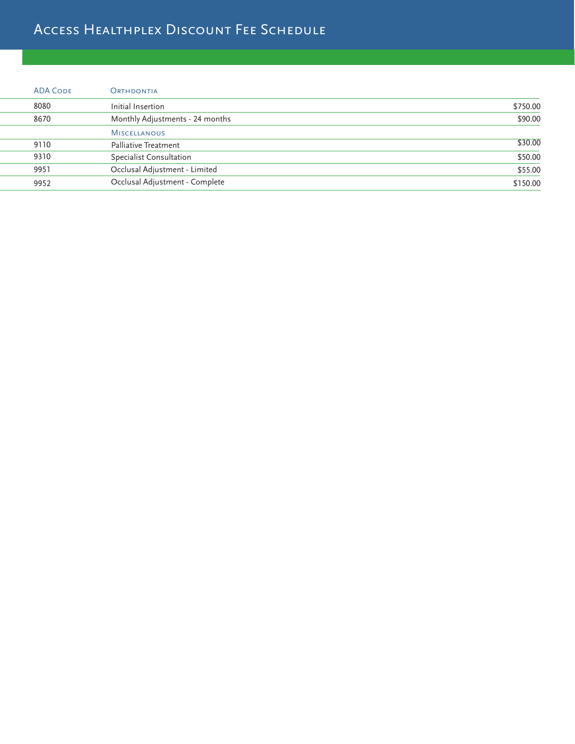# Access Healthplex Discount Fee Schedule

| ADA Code | Orthdontia | |
|---|---|---|
| 8080 | Initial Insertion | $750.00 |
| 8670 | Monthly Adjustments - 24 months | $90.00 |
| | **Miscellanous** | |
| 9110 | Palliative Treatment | $30.00 |
| 9310 | Specialist Consultation | $50.00 |
| 9951 | Occlusal Adjustment - Limited | $55.00 |
| 9952 | Occlusal Adjustment - Complete | $150.00 |